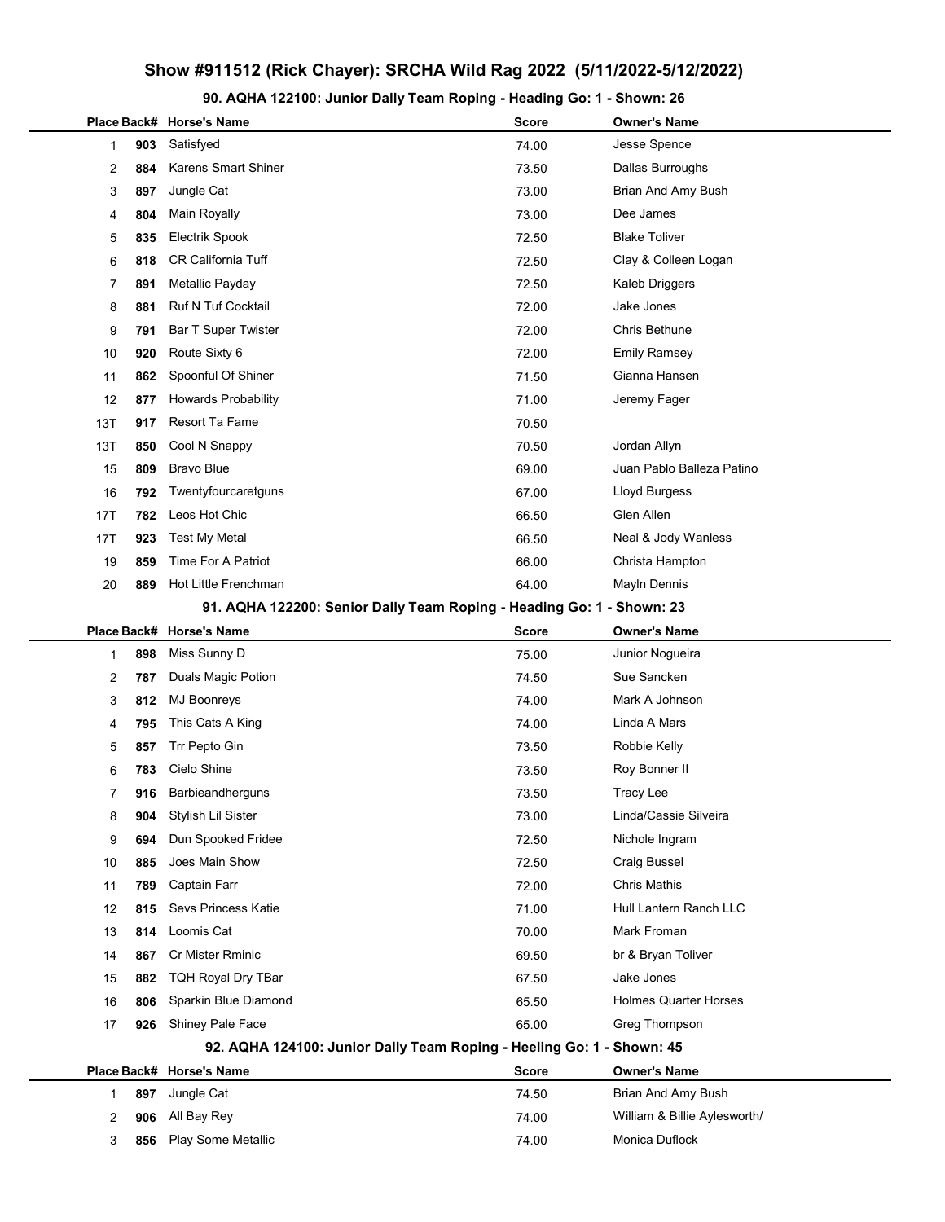# Show #911512 (Rick Chayer): SRCHA Wild Rag 2022 (5/11/2022-5/12/2022)

### 90. AQHA 122100: Junior Dally Team Roping - Heading Go: 1 - Shown: 26

| Place | Back# | Horse's Name | Score | Owner's Name |
|---|---|---|---|---|
| 1 | 903 | Satisfyed | 74.00 | Jesse Spence |
| 2 | 884 | Karens Smart Shiner | 73.50 | Dallas Burroughs |
| 3 | 897 | Jungle Cat | 73.00 | Brian And Amy Bush |
| 4 | 804 | Main Royally | 73.00 | Dee James |
| 5 | 835 | Electrik Spook | 72.50 | Blake Toliver |
| 6 | 818 | CR California Tuff | 72.50 | Clay & Colleen Logan |
| 7 | 891 | Metallic Payday | 72.50 | Kaleb Driggers |
| 8 | 881 | Ruf N Tuf Cocktail | 72.00 | Jake Jones |
| 9 | 791 | Bar T Super Twister | 72.00 | Chris Bethune |
| 10 | 920 | Route Sixty 6 | 72.00 | Emily Ramsey |
| 11 | 862 | Spoonful Of Shiner | 71.50 | Gianna Hansen |
| 12 | 877 | Howards Probability | 71.00 | Jeremy Fager |
| 13T | 917 | Resort Ta Fame | 70.50 | |
| 13T | 850 | Cool N Snappy | 70.50 | Jordan Allyn |
| 15 | 809 | Bravo Blue | 69.00 | Juan Pablo Balleza Patino |
| 16 | 792 | Twentyfourcaretguns | 67.00 | Lloyd Burgess |
| 17T | 782 | Leos Hot Chic | 66.50 | Glen Allen |
| 17T | 923 | Test My Metal | 66.50 | Neal & Jody Wanless |
| 19 | 859 | Time For A Patriot | 66.00 | Christa Hampton |
| 20 | 889 | Hot Little Frenchman | 64.00 | Mayln Dennis |

### 91. AQHA 122200: Senior Dally Team Roping - Heading Go: 1 - Shown: 23

| Place | Back# | Horse's Name | Score | Owner's Name |
|---|---|---|---|---|
| 1 | 898 | Miss Sunny D | 75.00 | Junior Nogueira |
| 2 | 787 | Duals Magic Potion | 74.50 | Sue Sancken |
| 3 | 812 | MJ Boonreys | 74.00 | Mark A Johnson |
| 4 | 795 | This Cats A King | 74.00 | Linda A Mars |
| 5 | 857 | Trr Pepto Gin | 73.50 | Robbie Kelly |
| 6 | 783 | Cielo Shine | 73.50 | Roy Bonner II |
| 7 | 916 | Barbieandherguns | 73.50 | Tracy Lee |
| 8 | 904 | Stylish Lil Sister | 73.00 | Linda/Cassie Silveira |
| 9 | 694 | Dun Spooked Fridee | 72.50 | Nichole Ingram |
| 10 | 885 | Joes Main Show | 72.50 | Craig Bussel |
| 11 | 789 | Captain Farr | 72.00 | Chris Mathis |
| 12 | 815 | Sevs Princess Katie | 71.00 | Hull Lantern Ranch LLC |
| 13 | 814 | Loomis Cat | 70.00 | Mark Froman |
| 14 | 867 | Cr Mister Rminic | 69.50 | br & Bryan Toliver |
| 15 | 882 | TQH Royal Dry TBar | 67.50 | Jake Jones |
| 16 | 806 | Sparkin Blue Diamond | 65.50 | Holmes Quarter Horses |
| 17 | 926 | Shiney Pale Face | 65.00 | Greg Thompson |

### 92. AQHA 124100: Junior Dally Team Roping - Heeling Go: 1 - Shown: 45

| Place | Back# | Horse's Name | Score | Owner's Name |
|---|---|---|---|---|
| 1 | 897 | Jungle Cat | 74.50 | Brian And Amy Bush |
| 2 | 906 | All Bay Rey | 74.00 | William & Billie Aylesworth/ |
| 3 | 856 | Play Some Metallic | 74.00 | Monica Duflock |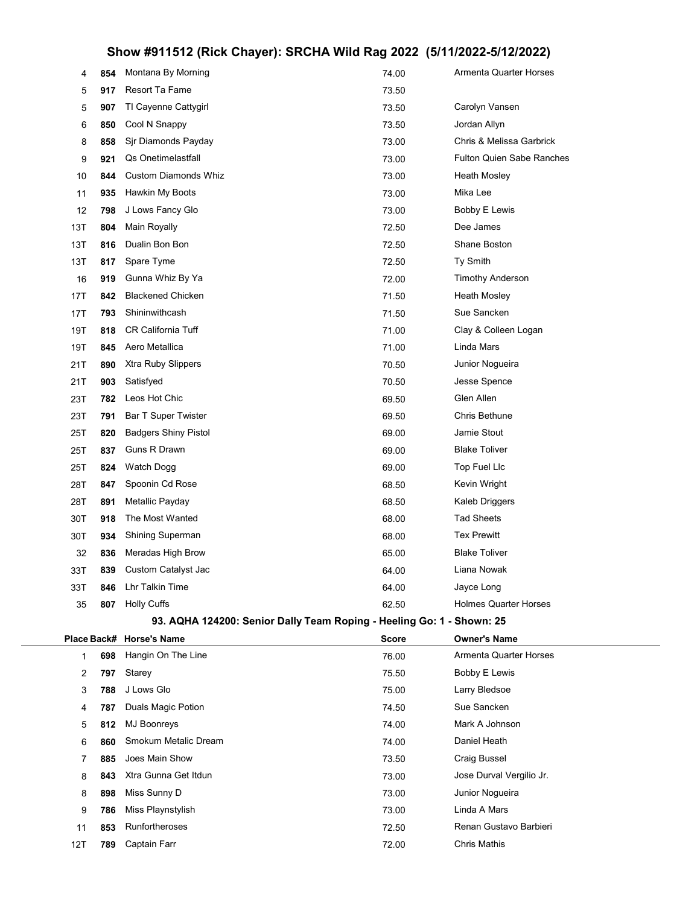| Place | Back# | Horse's Name | Score | Owner's Name |
|---|---|---|---|---|
| 4 | 854 | Montana By Morning | 74.00 | Armenta Quarter Horses |
| 5 | 917 | Resort Ta Fame | 73.50 | |
| 5 | 907 | Tl Cayenne Cattygirl | 73.50 | Carolyn Vansen |
| 6 | 850 | Cool N Snappy | 73.50 | Jordan Allyn |
| 8 | 858 | Sjr Diamonds Payday | 73.00 | Chris & Melissa Garbrick |
| 9 | 921 | Qs Onetimelastfall | 73.00 | Fulton Quien Sabe Ranches |
| 10 | 844 | Custom Diamonds Whiz | 73.00 | Heath Mosley |
| 11 | 935 | Hawkin My Boots | 73.00 | Mika Lee |
| 12 | 798 | J Lows Fancy Glo | 73.00 | Bobby E Lewis |
| 13T | 804 | Main Royally | 72.50 | Dee James |
| 13T | 816 | Dualin Bon Bon | 72.50 | Shane Boston |
| 13T | 817 | Spare Tyme | 72.50 | Ty Smith |
| 16 | 919 | Gunna Whiz By Ya | 72.00 | Timothy Anderson |
| 17T | 842 | Blackened Chicken | 71.50 | Heath Mosley |
| 17T | 793 | Shininwithcash | 71.50 | Sue Sancken |
| 19T | 818 | CR California Tuff | 71.00 | Clay & Colleen Logan |
| 19T | 845 | Aero Metallica | 71.00 | Linda Mars |
| 21T | 890 | Xtra Ruby Slippers | 70.50 | Junior Nogueira |
| 21T | 903 | Satisfyed | 70.50 | Jesse Spence |
| 23T | 782 | Leos Hot Chic | 69.50 | Glen Allen |
| 23T | 791 | Bar T Super Twister | 69.50 | Chris Bethune |
| 25T | 820 | Badgers Shiny Pistol | 69.00 | Jamie Stout |
| 25T | 837 | Guns R Drawn | 69.00 | Blake Toliver |
| 25T | 824 | Watch Dogg | 69.00 | Top Fuel Llc |
| 28T | 847 | Spoonin Cd Rose | 68.50 | Kevin Wright |
| 28T | 891 | Metallic Payday | 68.50 | Kaleb Driggers |
| 30T | 918 | The Most Wanted | 68.00 | Tad Sheets |
| 30T | 934 | Shining Superman | 68.00 | Tex Prewitt |
| 32 | 836 | Meradas High Brow | 65.00 | Blake Toliver |
| 33T | 839 | Custom Catalyst Jac | 64.00 | Liana Nowak |
| 33T | 846 | Lhr Talkin Time | 64.00 | Jayce Long |
| 35 | 807 | Holly Cuffs | 62.50 | Holmes Quarter Horses |

## 93. AQHA 124200: Senior Dally Team Roping - Heeling Go: 1 - Shown: 25

| Place | Back# | Horse's Name | Score | Owner's Name |
|---|---|---|---|---|
| 1 | 698 | Hangin On The Line | 76.00 | Armenta Quarter Horses |
| 2 | 797 | Starey | 75.50 | Bobby E Lewis |
| 3 | 788 | J Lows Glo | 75.00 | Larry Bledsoe |
| 4 | 787 | Duals Magic Potion | 74.50 | Sue Sancken |
| 5 | 812 | MJ Boonreys | 74.00 | Mark A Johnson |
| 6 | 860 | Smokum Metalic Dream | 74.00 | Daniel Heath |
| 7 | 885 | Joes Main Show | 73.50 | Craig Bussel |
| 8 | 843 | Xtra Gunna Get Itdun | 73.00 | Jose Durval Vergilio Jr. |
| 8 | 898 | Miss Sunny D | 73.00 | Junior Nogueira |
| 9 | 786 | Miss Playnstylish | 73.00 | Linda A Mars |
| 11 | 853 | Runfortheroses | 72.50 | Renan Gustavo Barbieri |
| 12T | 789 | Captain Farr | 72.00 | Chris Mathis |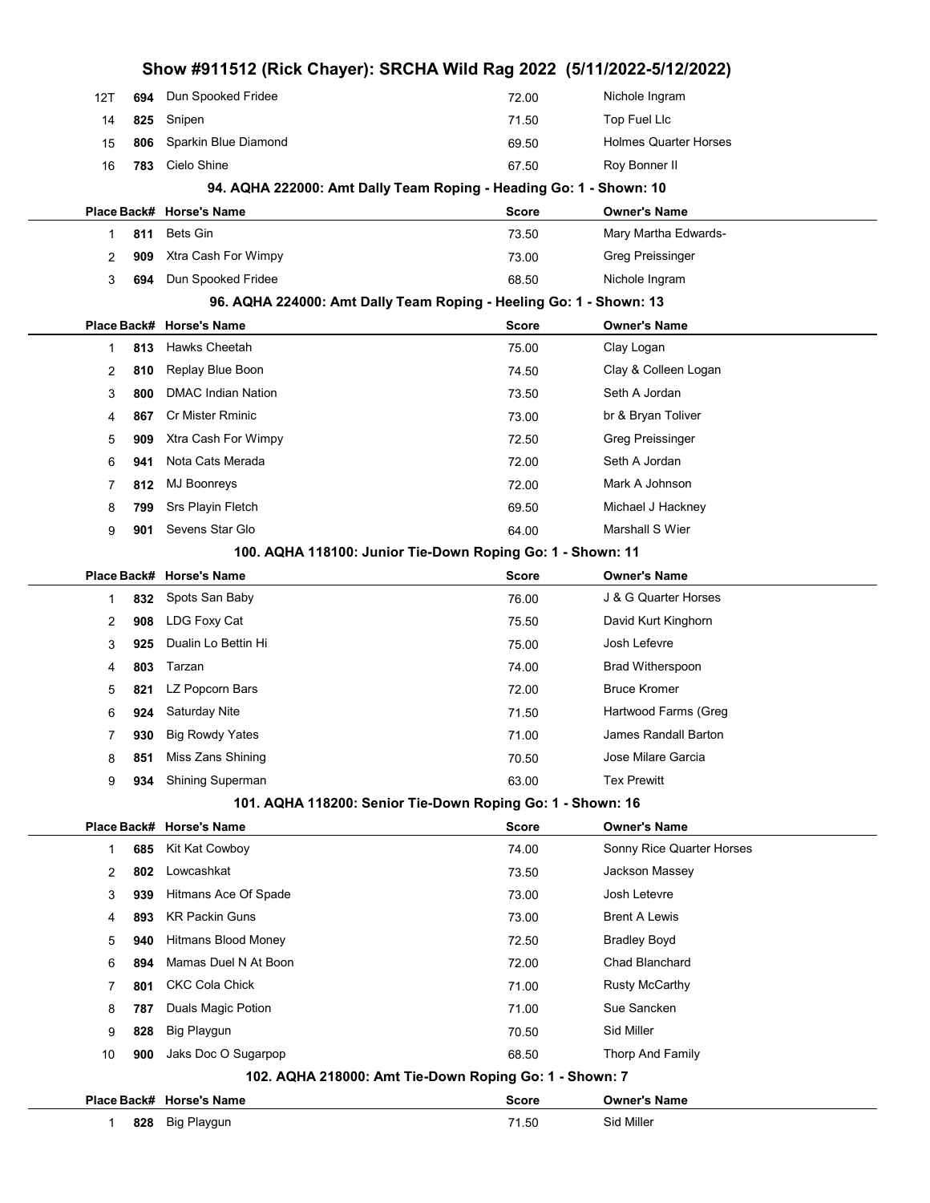# Show #911512 (Rick Chayer): SRCHA Wild Rag 2022 (5/11/2022-5/12/2022)

| Place | Back# | Horse's Name | Score | Owner's Name |
|---|---|---|---|---|
| 12T | 694 | Dun Spooked Fridee | 72.00 | Nichole Ingram |
| 14 | 825 | Snipen | 71.50 | Top Fuel Llc |
| 15 | 806 | Sparkin Blue Diamond | 69.50 | Holmes Quarter Horses |
| 16 | 783 | Cielo Shine | 67.50 | Roy Bonner II |

### 94. AQHA 222000: Amt Dally Team Roping - Heading Go: 1 - Shown: 10

| Place | Back# | Horse's Name | Score | Owner's Name |
|---|---|---|---|---|
| 1 | 811 | Bets Gin | 73.50 | Mary Martha Edwards- |
| 2 | 909 | Xtra Cash For Wimpy | 73.00 | Greg Preissinger |
| 3 | 694 | Dun Spooked Fridee | 68.50 | Nichole Ingram |

### 96. AQHA 224000: Amt Dally Team Roping - Heeling Go: 1 - Shown: 13

| Place | Back# | Horse's Name | Score | Owner's Name |
|---|---|---|---|---|
| 1 | 813 | Hawks Cheetah | 75.00 | Clay Logan |
| 2 | 810 | Replay Blue Boon | 74.50 | Clay & Colleen Logan |
| 3 | 800 | DMAC Indian Nation | 73.50 | Seth A Jordan |
| 4 | 867 | Cr Mister Rminic | 73.00 | br & Bryan Toliver |
| 5 | 909 | Xtra Cash For Wimpy | 72.50 | Greg Preissinger |
| 6 | 941 | Nota Cats Merada | 72.00 | Seth A Jordan |
| 7 | 812 | MJ Boonreys | 72.00 | Mark A Johnson |
| 8 | 799 | Srs Playin Fletch | 69.50 | Michael J Hackney |
| 9 | 901 | Sevens Star Glo | 64.00 | Marshall S Wier |

### 100. AQHA 118100: Junior Tie-Down Roping Go: 1 - Shown: 11

| Place | Back# | Horse's Name | Score | Owner's Name |
|---|---|---|---|---|
| 1 | 832 | Spots San Baby | 76.00 | J & G Quarter Horses |
| 2 | 908 | LDG Foxy Cat | 75.50 | David Kurt Kinghorn |
| 3 | 925 | Dualin Lo Bettin Hi | 75.00 | Josh Lefevre |
| 4 | 803 | Tarzan | 74.00 | Brad Witherspoon |
| 5 | 821 | LZ Popcorn Bars | 72.00 | Bruce Kromer |
| 6 | 924 | Saturday Nite | 71.50 | Hartwood Farms (Greg |
| 7 | 930 | Big Rowdy Yates | 71.00 | James Randall Barton |
| 8 | 851 | Miss Zans Shining | 70.50 | Jose Milare Garcia |
| 9 | 934 | Shining Superman | 63.00 | Tex Prewitt |

### 101. AQHA 118200: Senior Tie-Down Roping Go: 1 - Shown: 16

| Place | Back# | Horse's Name | Score | Owner's Name |
|---|---|---|---|---|
| 1 | 685 | Kit Kat Cowboy | 74.00 | Sonny Rice Quarter Horses |
| 2 | 802 | Lowcashkat | 73.50 | Jackson Massey |
| 3 | 939 | Hitmans Ace Of Spade | 73.00 | Josh Letevre |
| 4 | 893 | KR Packin Guns | 73.00 | Brent A Lewis |
| 5 | 940 | Hitmans Blood Money | 72.50 | Bradley Boyd |
| 6 | 894 | Mamas Duel N At Boon | 72.00 | Chad Blanchard |
| 7 | 801 | CKC Cola Chick | 71.00 | Rusty McCarthy |
| 8 | 787 | Duals Magic Potion | 71.00 | Sue Sancken |
| 9 | 828 | Big Playgun | 70.50 | Sid Miller |
| 10 | 900 | Jaks Doc O Sugarpop | 68.50 | Thorp And Family |

### 102. AQHA 218000: Amt Tie-Down Roping Go: 1 - Shown: 7

| Place | Back# | Horse's Name | Score | Owner's Name |
|---|---|---|---|---|
| 1 | 828 | Big Playgun | 71.50 | Sid Miller |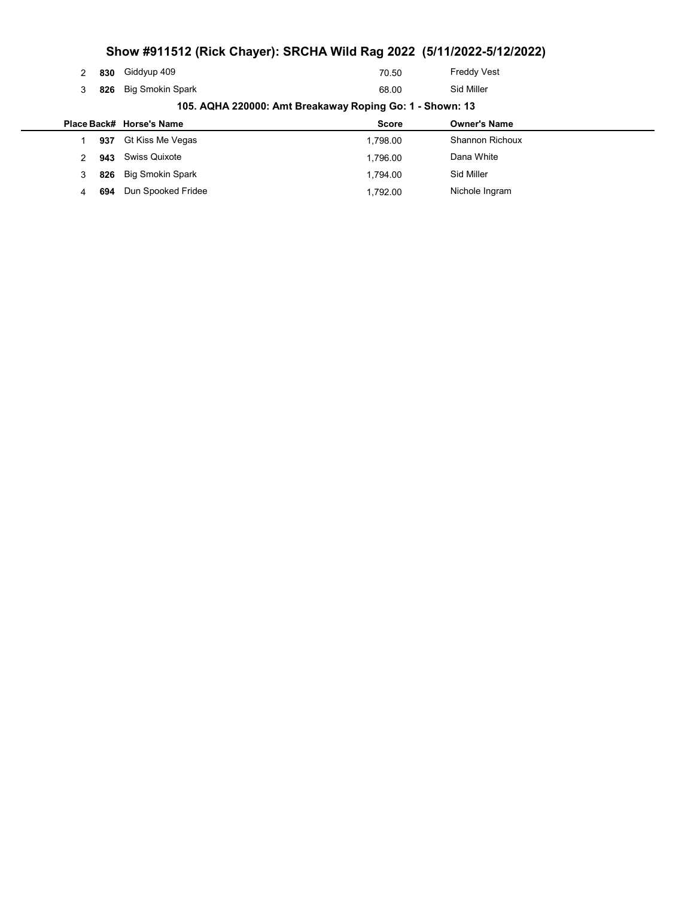## Show #911512 (Rick Chayer): SRCHA Wild Rag 2022 (5/11/2022-5/12/2022)

| Place | Back# | Horse's Name | Score | Owner's Name |
|---|---|---|---|---|
| 2 | **830** | Giddyup 409 | 70.50 | Freddy Vest |
| 3 | **826** | Big Smokin Spark | 68.00 | Sid Miller |

### 105. AQHA 220000: Amt Breakaway Roping Go: 1 - Shown: 13

| Place | Back# | Horse's Name | Score | Owner's Name |
|---|---|---|---|---|
| 1 | **937** | Gt Kiss Me Vegas | 1,798.00 | Shannon Richoux |
| 2 | **943** | Swiss Quixote | 1,796.00 | Dana White |
| 3 | **826** | Big Smokin Spark | 1,794.00 | Sid Miller |
| 4 | **694** | Dun Spooked Fridee | 1,792.00 | Nichole Ingram |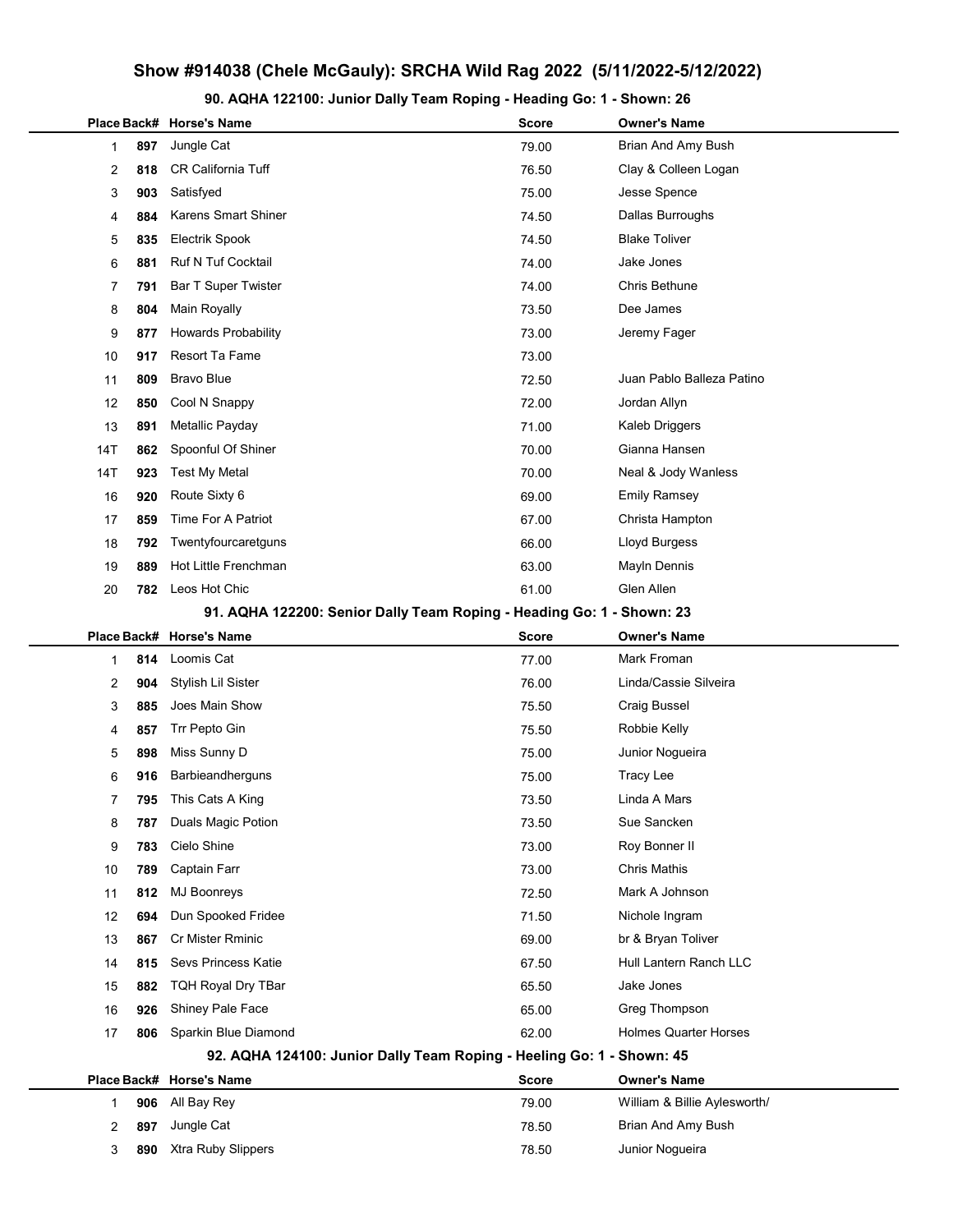# Show #914038 (Chele McGauly): SRCHA Wild Rag 2022 (5/11/2022-5/12/2022)

### 90. AQHA 122100: Junior Dally Team Roping - Heading Go: 1 - Shown: 26

| Place | Back# | Horse's Name | Score | Owner's Name |
|---|---|---|---|---|
| 1 | 897 | Jungle Cat | 79.00 | Brian And Amy Bush |
| 2 | 818 | CR California Tuff | 76.50 | Clay & Colleen Logan |
| 3 | 903 | Satisfyed | 75.00 | Jesse Spence |
| 4 | 884 | Karens Smart Shiner | 74.50 | Dallas Burroughs |
| 5 | 835 | Electrik Spook | 74.50 | Blake Toliver |
| 6 | 881 | Ruf N Tuf Cocktail | 74.00 | Jake Jones |
| 7 | 791 | Bar T Super Twister | 74.00 | Chris Bethune |
| 8 | 804 | Main Royally | 73.50 | Dee James |
| 9 | 877 | Howards Probability | 73.00 | Jeremy Fager |
| 10 | 917 | Resort Ta Fame | 73.00 | |
| 11 | 809 | Bravo Blue | 72.50 | Juan Pablo Balleza Patino |
| 12 | 850 | Cool N Snappy | 72.00 | Jordan Allyn |
| 13 | 891 | Metallic Payday | 71.00 | Kaleb Driggers |
| 14T | 862 | Spoonful Of Shiner | 70.00 | Gianna Hansen |
| 14T | 923 | Test My Metal | 70.00 | Neal & Jody Wanless |
| 16 | 920 | Route Sixty 6 | 69.00 | Emily Ramsey |
| 17 | 859 | Time For A Patriot | 67.00 | Christa Hampton |
| 18 | 792 | Twentyfourcaretguns | 66.00 | Lloyd Burgess |
| 19 | 889 | Hot Little Frenchman | 63.00 | Mayln Dennis |
| 20 | 782 | Leos Hot Chic | 61.00 | Glen Allen |

### 91. AQHA 122200: Senior Dally Team Roping - Heading Go: 1 - Shown: 23

| Place | Back# | Horse's Name | Score | Owner's Name |
|---|---|---|---|---|
| 1 | 814 | Loomis Cat | 77.00 | Mark Froman |
| 2 | 904 | Stylish Lil Sister | 76.00 | Linda/Cassie Silveira |
| 3 | 885 | Joes Main Show | 75.50 | Craig Bussel |
| 4 | 857 | Trr Pepto Gin | 75.50 | Robbie Kelly |
| 5 | 898 | Miss Sunny D | 75.00 | Junior Nogueira |
| 6 | 916 | Barbieandherguns | 75.00 | Tracy Lee |
| 7 | 795 | This Cats A King | 73.50 | Linda A Mars |
| 8 | 787 | Duals Magic Potion | 73.50 | Sue Sancken |
| 9 | 783 | Cielo Shine | 73.00 | Roy Bonner II |
| 10 | 789 | Captain Farr | 73.00 | Chris Mathis |
| 11 | 812 | MJ Boonreys | 72.50 | Mark A Johnson |
| 12 | 694 | Dun Spooked Fridee | 71.50 | Nichole Ingram |
| 13 | 867 | Cr Mister Rminic | 69.00 | br & Bryan Toliver |
| 14 | 815 | Sevs Princess Katie | 67.50 | Hull Lantern Ranch LLC |
| 15 | 882 | TQH Royal Dry TBar | 65.50 | Jake Jones |
| 16 | 926 | Shiney Pale Face | 65.00 | Greg Thompson |
| 17 | 806 | Sparkin Blue Diamond | 62.00 | Holmes Quarter Horses |

### 92. AQHA 124100: Junior Dally Team Roping - Heeling Go: 1 - Shown: 45

| Place | Back# | Horse's Name | Score | Owner's Name |
|---|---|---|---|---|
| 1 | 906 | All Bay Rey | 79.00 | William & Billie Aylesworth/ |
| 2 | 897 | Jungle Cat | 78.50 | Brian And Amy Bush |
| 3 | 890 | Xtra Ruby Slippers | 78.50 | Junior Nogueira |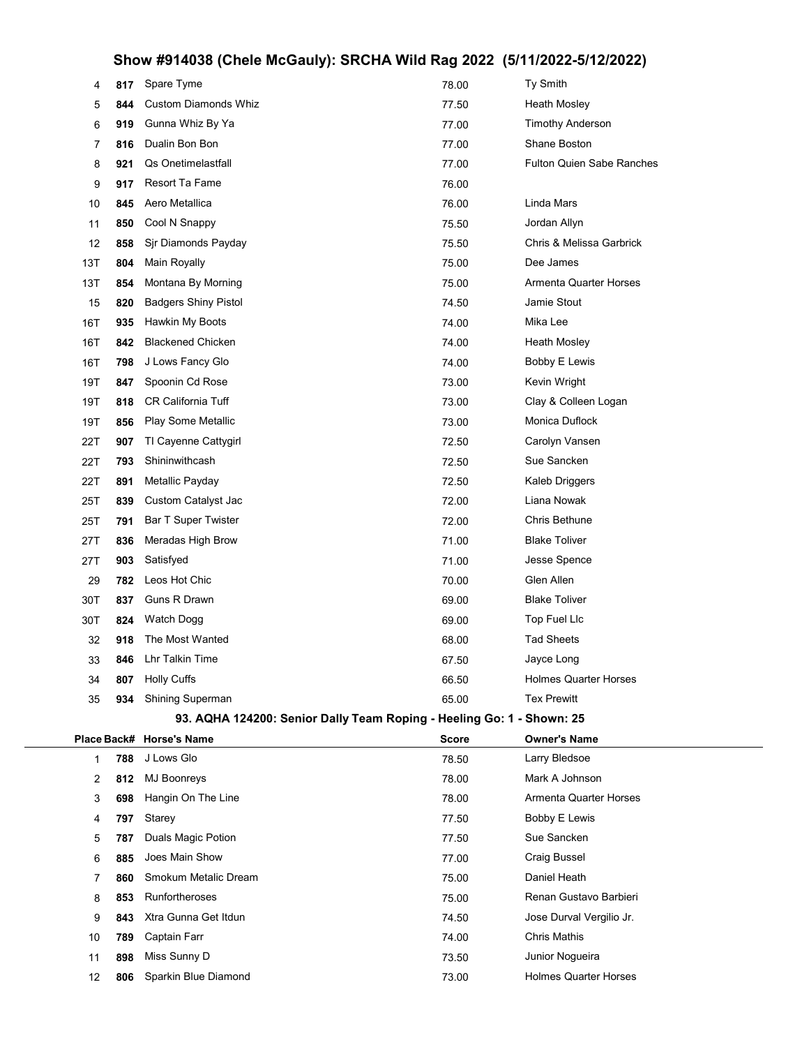| Place | Back# | Horse's Name | Score | Owner's Name |
|---|---|---|---|---|
| 4 | 817 | Spare Tyme | 78.00 | Ty Smith |
| 5 | 844 | Custom Diamonds Whiz | 77.50 | Heath Mosley |
| 6 | 919 | Gunna Whiz By Ya | 77.00 | Timothy Anderson |
| 7 | 816 | Dualin Bon Bon | 77.00 | Shane Boston |
| 8 | 921 | Qs Onetimelastfall | 77.00 | Fulton Quien Sabe Ranches |
| 9 | 917 | Resort Ta Fame | 76.00 | |
| 10 | 845 | Aero Metallica | 76.00 | Linda Mars |
| 11 | 850 | Cool N Snappy | 75.50 | Jordan Allyn |
| 12 | 858 | Sjr Diamonds Payday | 75.50 | Chris & Melissa Garbrick |
| 13T | 804 | Main Royally | 75.00 | Dee James |
| 13T | 854 | Montana By Morning | 75.00 | Armenta Quarter Horses |
| 15 | 820 | Badgers Shiny Pistol | 74.50 | Jamie Stout |
| 16T | 935 | Hawkin My Boots | 74.00 | Mika Lee |
| 16T | 842 | Blackened Chicken | 74.00 | Heath Mosley |
| 16T | 798 | J Lows Fancy Glo | 74.00 | Bobby E Lewis |
| 19T | 847 | Spoonin Cd Rose | 73.00 | Kevin Wright |
| 19T | 818 | CR California Tuff | 73.00 | Clay & Colleen Logan |
| 19T | 856 | Play Some Metallic | 73.00 | Monica Duflock |
| 22T | 907 | Tl Cayenne Cattygirl | 72.50 | Carolyn Vansen |
| 22T | 793 | Shininwithcash | 72.50 | Sue Sancken |
| 22T | 891 | Metallic Payday | 72.50 | Kaleb Driggers |
| 25T | 839 | Custom Catalyst Jac | 72.00 | Liana Nowak |
| 25T | 791 | Bar T Super Twister | 72.00 | Chris Bethune |
| 27T | 836 | Meradas High Brow | 71.00 | Blake Toliver |
| 27T | 903 | Satisfyed | 71.00 | Jesse Spence |
| 29 | 782 | Leos Hot Chic | 70.00 | Glen Allen |
| 30T | 837 | Guns R Drawn | 69.00 | Blake Toliver |
| 30T | 824 | Watch Dogg | 69.00 | Top Fuel Llc |
| 32 | 918 | The Most Wanted | 68.00 | Tad Sheets |
| 33 | 846 | Lhr Talkin Time | 67.50 | Jayce Long |
| 34 | 807 | Holly Cuffs | 66.50 | Holmes Quarter Horses |
| 35 | 934 | Shining Superman | 65.00 | Tex Prewitt |

### 93. AQHA 124200: Senior Dally Team Roping - Heeling Go: 1 - Shown: 25

| Place | Back# | Horse's Name | Score | Owner's Name |
|---|---|---|---|---|
| 1 | 788 | J Lows Glo | 78.50 | Larry Bledsoe |
| 2 | 812 | MJ Boonreys | 78.00 | Mark A Johnson |
| 3 | 698 | Hangin On The Line | 78.00 | Armenta Quarter Horses |
| 4 | 797 | Starey | 77.50 | Bobby E Lewis |
| 5 | 787 | Duals Magic Potion | 77.50 | Sue Sancken |
| 6 | 885 | Joes Main Show | 77.00 | Craig Bussel |
| 7 | 860 | Smokum Metalic Dream | 75.00 | Daniel Heath |
| 8 | 853 | Runfortheroses | 75.00 | Renan Gustavo Barbieri |
| 9 | 843 | Xtra Gunna Get Itdun | 74.50 | Jose Durval Vergilio Jr. |
| 10 | 789 | Captain Farr | 74.00 | Chris Mathis |
| 11 | 898 | Miss Sunny D | 73.50 | Junior Nogueira |
| 12 | 806 | Sparkin Blue Diamond | 73.00 | Holmes Quarter Horses |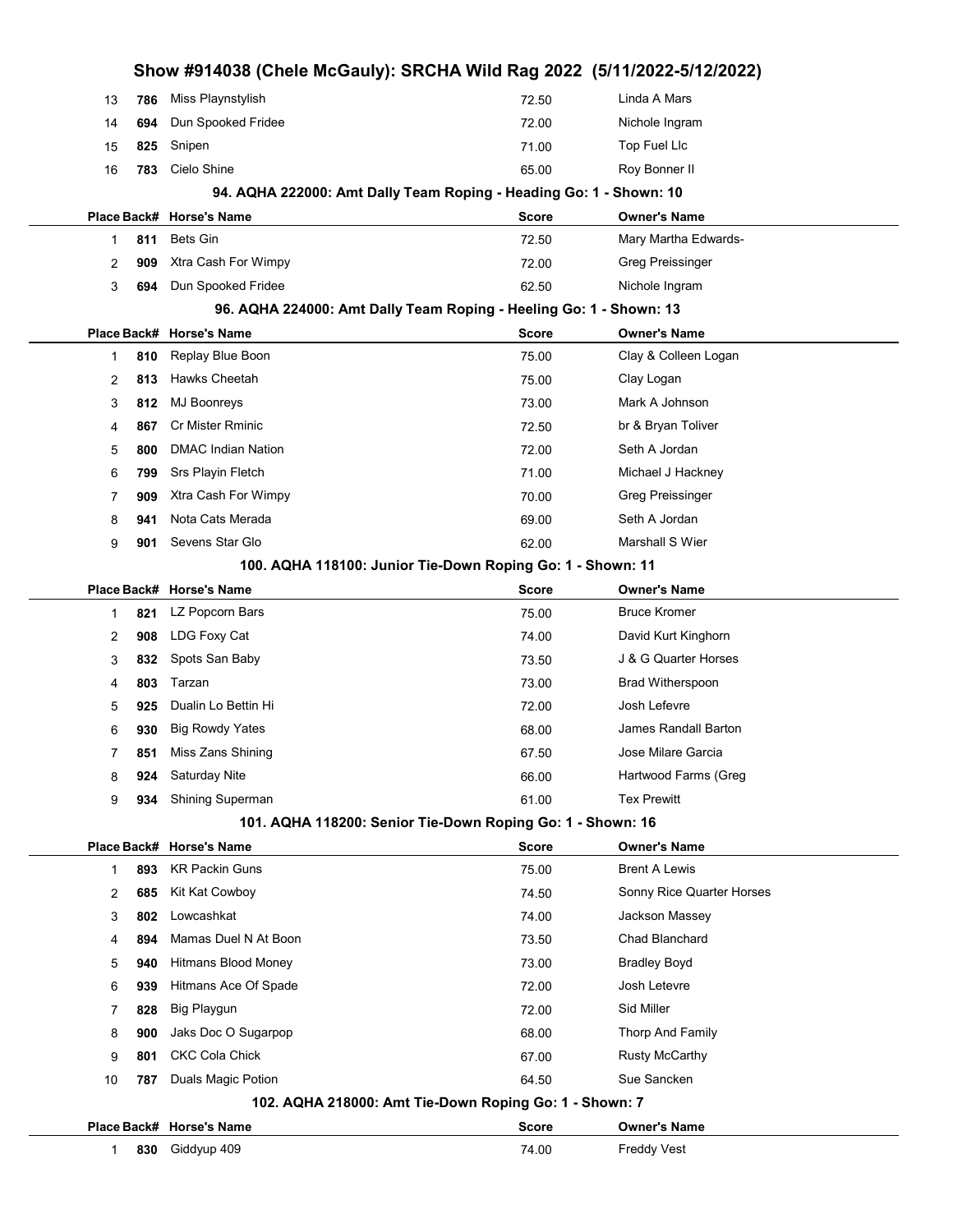| Place | Back# | Horse's Name | Score | Owner's Name |
|---|---|---|---|---|
| 13 | 786 | Miss Playnstylish | 72.50 | Linda A Mars |
| 14 | 694 | Dun Spooked Fridee | 72.00 | Nichole Ingram |
| 15 | 825 | Snipen | 71.00 | Top Fuel Llc |
| 16 | 783 | Cielo Shine | 65.00 | Roy Bonner II |

### 94. AQHA 222000: Amt Dally Team Roping - Heading Go: 1 - Shown: 10

| Place | Back# | Horse's Name | Score | Owner's Name |
|---|---|---|---|---|
| 1 | 811 | Bets Gin | 72.50 | Mary Martha Edwards- |
| 2 | 909 | Xtra Cash For Wimpy | 72.00 | Greg Preissinger |
| 3 | 694 | Dun Spooked Fridee | 62.50 | Nichole Ingram |

### 96. AQHA 224000: Amt Dally Team Roping - Heeling Go: 1 - Shown: 13

| Place | Back# | Horse's Name | Score | Owner's Name |
|---|---|---|---|---|
| 1 | 810 | Replay Blue Boon | 75.00 | Clay & Colleen Logan |
| 2 | 813 | Hawks Cheetah | 75.00 | Clay Logan |
| 3 | 812 | MJ Boonreys | 73.00 | Mark A Johnson |
| 4 | 867 | Cr Mister Rminic | 72.50 | br & Bryan Toliver |
| 5 | 800 | DMAC Indian Nation | 72.00 | Seth A Jordan |
| 6 | 799 | Srs Playin Fletch | 71.00 | Michael J Hackney |
| 7 | 909 | Xtra Cash For Wimpy | 70.00 | Greg Preissinger |
| 8 | 941 | Nota Cats Merada | 69.00 | Seth A Jordan |
| 9 | 901 | Sevens Star Glo | 62.00 | Marshall S Wier |

### 100. AQHA 118100: Junior Tie-Down Roping Go: 1 - Shown: 11

| Place | Back# | Horse's Name | Score | Owner's Name |
|---|---|---|---|---|
| 1 | 821 | LZ Popcorn Bars | 75.00 | Bruce Kromer |
| 2 | 908 | LDG Foxy Cat | 74.00 | David Kurt Kinghorn |
| 3 | 832 | Spots San Baby | 73.50 | J & G Quarter Horses |
| 4 | 803 | Tarzan | 73.00 | Brad Witherspoon |
| 5 | 925 | Dualin Lo Bettin Hi | 72.00 | Josh Lefevre |
| 6 | 930 | Big Rowdy Yates | 68.00 | James Randall Barton |
| 7 | 851 | Miss Zans Shining | 67.50 | Jose Milare Garcia |
| 8 | 924 | Saturday Nite | 66.00 | Hartwood Farms (Greg |
| 9 | 934 | Shining Superman | 61.00 | Tex Prewitt |

### 101. AQHA 118200: Senior Tie-Down Roping Go: 1 - Shown: 16

| Place | Back# | Horse's Name | Score | Owner's Name |
|---|---|---|---|---|
| 1 | 893 | KR Packin Guns | 75.00 | Brent A Lewis |
| 2 | 685 | Kit Kat Cowboy | 74.50 | Sonny Rice Quarter Horses |
| 3 | 802 | Lowcashkat | 74.00 | Jackson Massey |
| 4 | 894 | Mamas Duel N At Boon | 73.50 | Chad Blanchard |
| 5 | 940 | Hitmans Blood Money | 73.00 | Bradley Boyd |
| 6 | 939 | Hitmans Ace Of Spade | 72.00 | Josh Letevre |
| 7 | 828 | Big Playgun | 72.00 | Sid Miller |
| 8 | 900 | Jaks Doc O Sugarpop | 68.00 | Thorp And Family |
| 9 | 801 | CKC Cola Chick | 67.00 | Rusty McCarthy |
| 10 | 787 | Duals Magic Potion | 64.50 | Sue Sancken |

### 102. AQHA 218000: Amt Tie-Down Roping Go: 1 - Shown: 7

| Place | Back# | Horse's Name | Score | Owner's Name |
|---|---|---|---|---|
| 1 | 830 | Giddyup 409 | 74.00 | Freddy Vest |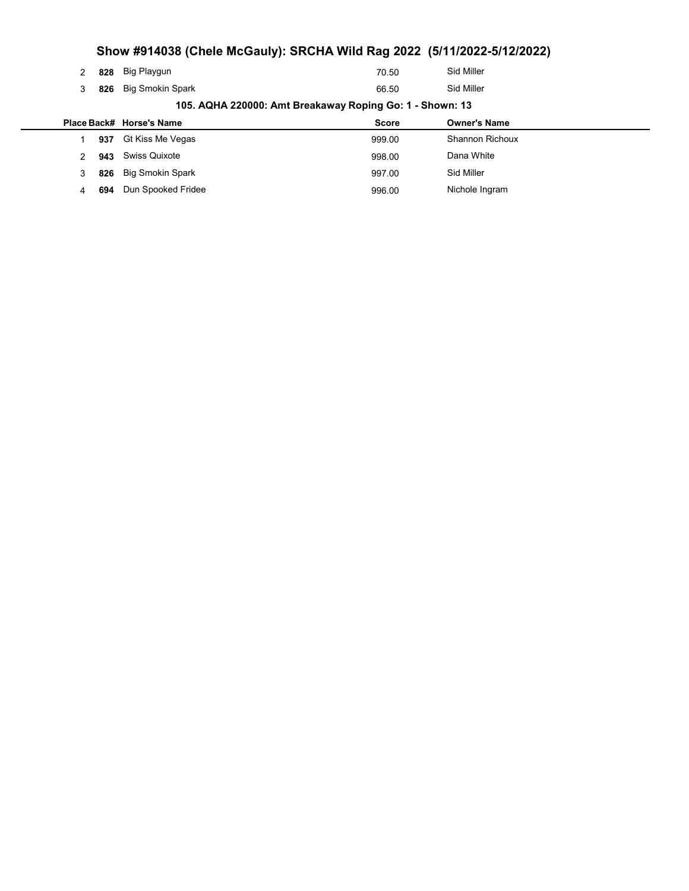# Show #914038 (Chele McGauly): SRCHA Wild Rag 2022 (5/11/2022-5/12/2022)

| | | | | |
|---|---|---|---|---|
| 2 | **828** | Big Playgun | 70.50 | Sid Miller |
| 3 | **826** | Big Smokin Spark | 66.50 | Sid Miller |

### 105. AQHA 220000: Amt Breakaway Roping Go: 1 - Shown: 13

| Place | Back# | Horse's Name | Score | Owner's Name |
|---|---|---|---|---|
| 1 | **937** | Gt Kiss Me Vegas | 999.00 | Shannon Richoux |
| 2 | **943** | Swiss Quixote | 998.00 | Dana White |
| 3 | **826** | Big Smokin Spark | 997.00 | Sid Miller |
| 4 | **694** | Dun Spooked Fridee | 996.00 | Nichole Ingram |